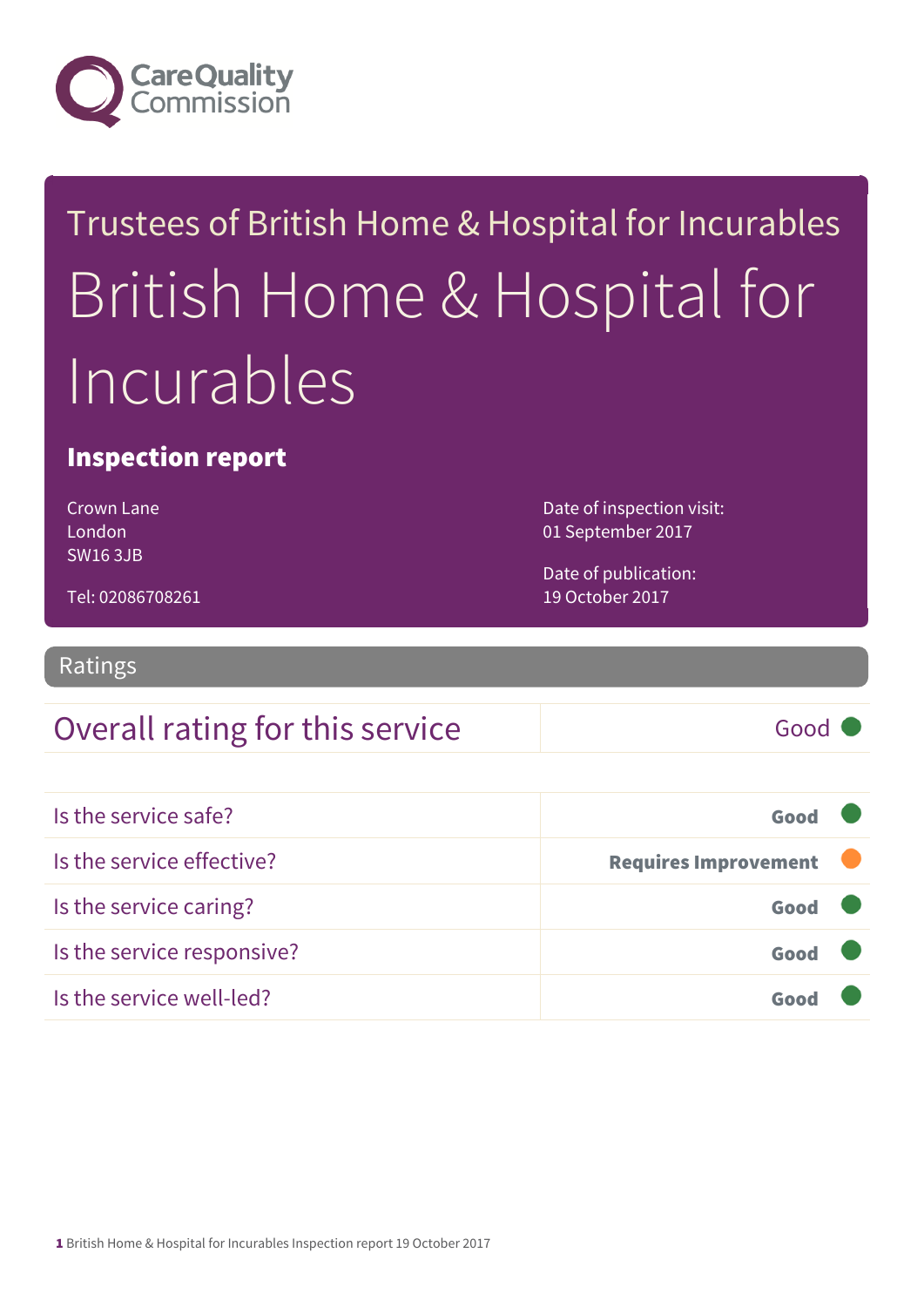Care Quality Commission

# Trustees of British Home & Hospital for Incurables

# British Home & Hospital for Incurables

## Inspection report

Crown Lane
London
SW16 3JB

Tel: 02086708261

Date of inspection visit:
01 September 2017

Date of publication:
19 October 2017

## Ratings

| Overall rating for this service | Good |
|---|---|

| | |
|---|---|
| Is the service safe? | **Good** |
| Is the service effective? | **Requires Improvement** |
| Is the service caring? | **Good** |
| Is the service responsive? | **Good** |
| Is the service well-led? | **Good** |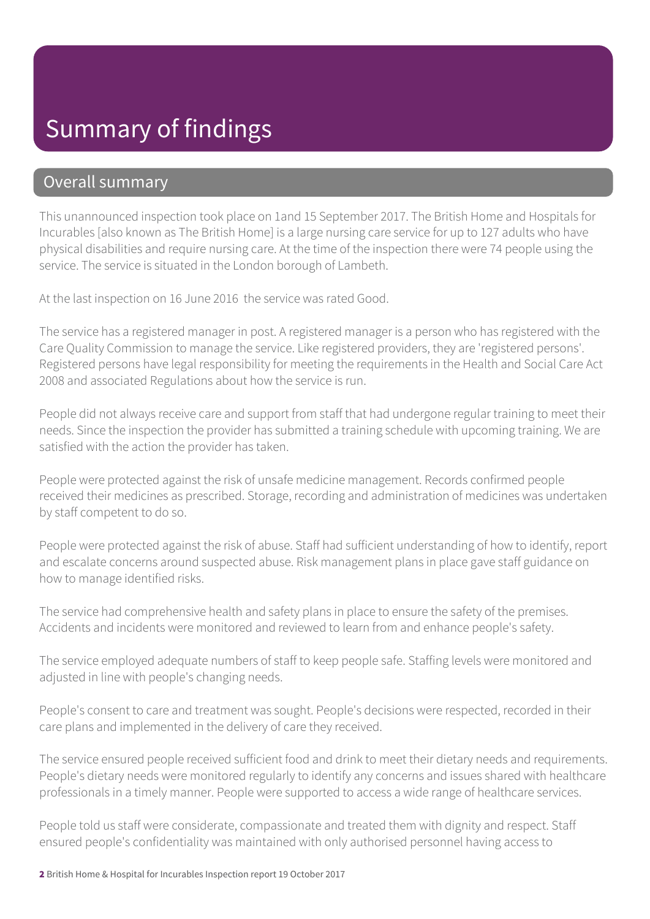# Summary of findings

## Overall summary

This unannounced inspection took place on 1and 15 September 2017. The British Home and Hospitals for Incurables [also known as The British Home] is a large nursing care service for up to 127 adults who have physical disabilities and require nursing care. At the time of the inspection there were 74 people using the service. The service is situated in the London borough of Lambeth.

At the last inspection on 16 June 2016 the service was rated Good.

The service has a registered manager in post. A registered manager is a person who has registered with the Care Quality Commission to manage the service. Like registered providers, they are 'registered persons'. Registered persons have legal responsibility for meeting the requirements in the Health and Social Care Act 2008 and associated Regulations about how the service is run.

People did not always receive care and support from staff that had undergone regular training to meet their needs. Since the inspection the provider has submitted a training schedule with upcoming training. We are satisfied with the action the provider has taken.

People were protected against the risk of unsafe medicine management. Records confirmed people received their medicines as prescribed. Storage, recording and administration of medicines was undertaken by staff competent to do so.

People were protected against the risk of abuse. Staff had sufficient understanding of how to identify, report and escalate concerns around suspected abuse. Risk management plans in place gave staff guidance on how to manage identified risks.

The service had comprehensive health and safety plans in place to ensure the safety of the premises. Accidents and incidents were monitored and reviewed to learn from and enhance people's safety.

The service employed adequate numbers of staff to keep people safe. Staffing levels were monitored and adjusted in line with people's changing needs.

People's consent to care and treatment was sought. People's decisions were respected, recorded in their care plans and implemented in the delivery of care they received.

The service ensured people received sufficient food and drink to meet their dietary needs and requirements. People's dietary needs were monitored regularly to identify any concerns and issues shared with healthcare professionals in a timely manner. People were supported to access a wide range of healthcare services.

People told us staff were considerate, compassionate and treated them with dignity and respect. Staff ensured people's confidentiality was maintained with only authorised personnel having access to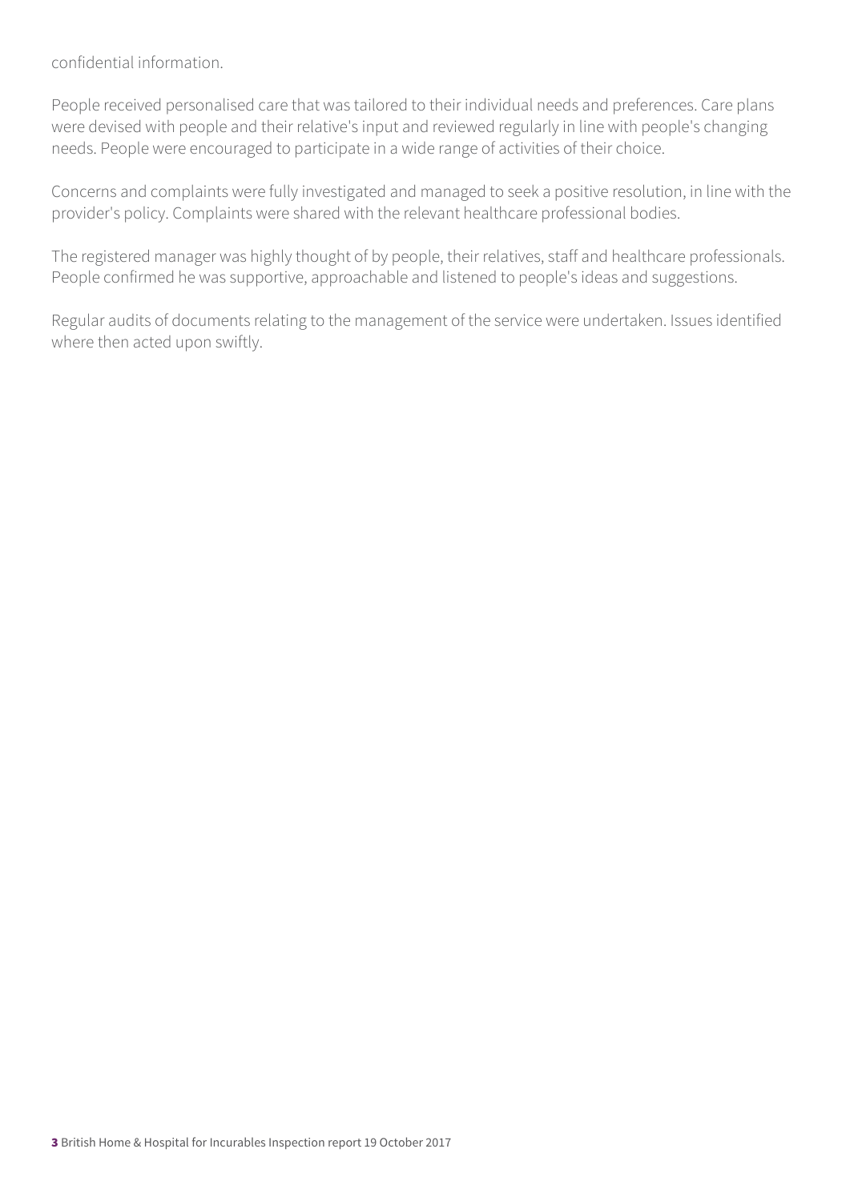confidential information.

People received personalised care that was tailored to their individual needs and preferences. Care plans were devised with people and their relative's input and reviewed regularly in line with people's changing needs. People were encouraged to participate in a wide range of activities of their choice.

Concerns and complaints were fully investigated and managed to seek a positive resolution, in line with the provider's policy. Complaints were shared with the relevant healthcare professional bodies.

The registered manager was highly thought of by people, their relatives, staff and healthcare professionals. People confirmed he was supportive, approachable and listened to people's ideas and suggestions.

Regular audits of documents relating to the management of the service were undertaken. Issues identified where then acted upon swiftly.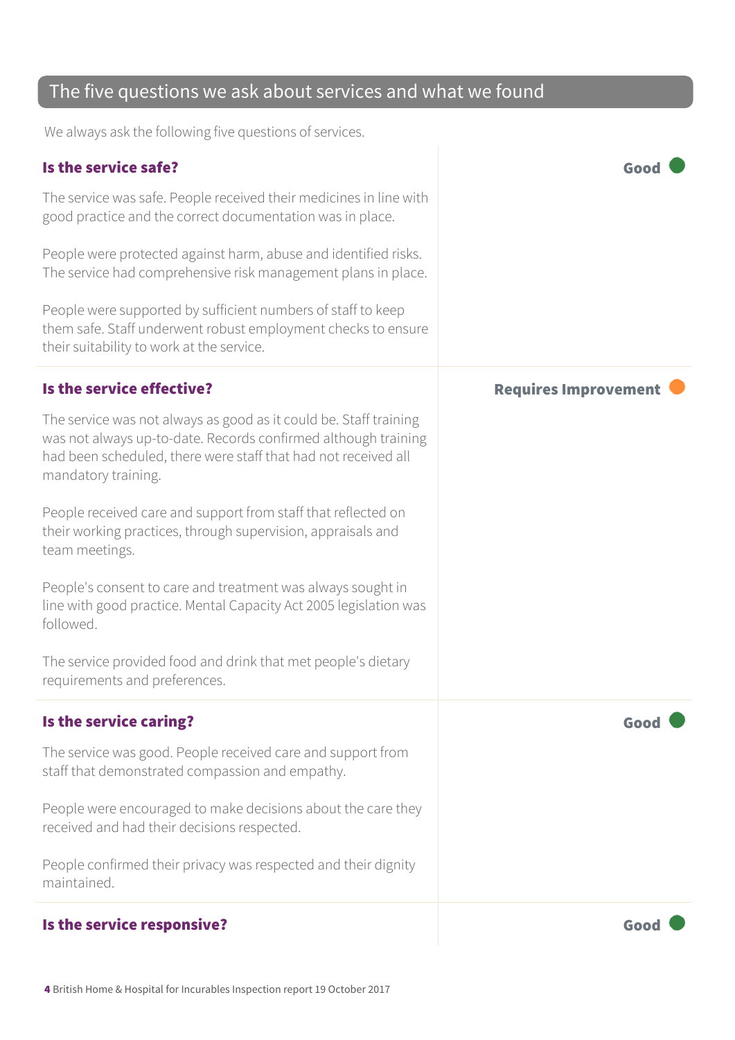## The five questions we ask about services and what we found

We always ask the following five questions of services.

### Is the service safe?

**Good**

The service was safe. People received their medicines in line with good practice and the correct documentation was in place.

People were protected against harm, abuse and identified risks. The service had comprehensive risk management plans in place.

People were supported by sufficient numbers of staff to keep them safe. Staff underwent robust employment checks to ensure their suitability to work at the service.

### Is the service effective?

**Requires Improvement**

The service was not always as good as it could be. Staff training was not always up-to-date. Records confirmed although training had been scheduled, there were staff that had not received all mandatory training.

People received care and support from staff that reflected on their working practices, through supervision, appraisals and team meetings.

People's consent to care and treatment was always sought in line with good practice. Mental Capacity Act 2005 legislation was followed.

The service provided food and drink that met people's dietary requirements and preferences.

### Is the service caring?

**Good**

The service was good. People received care and support from staff that demonstrated compassion and empathy.

People were encouraged to make decisions about the care they received and had their decisions respected.

People confirmed their privacy was respected and their dignity maintained.

### Is the service responsive?

**Good**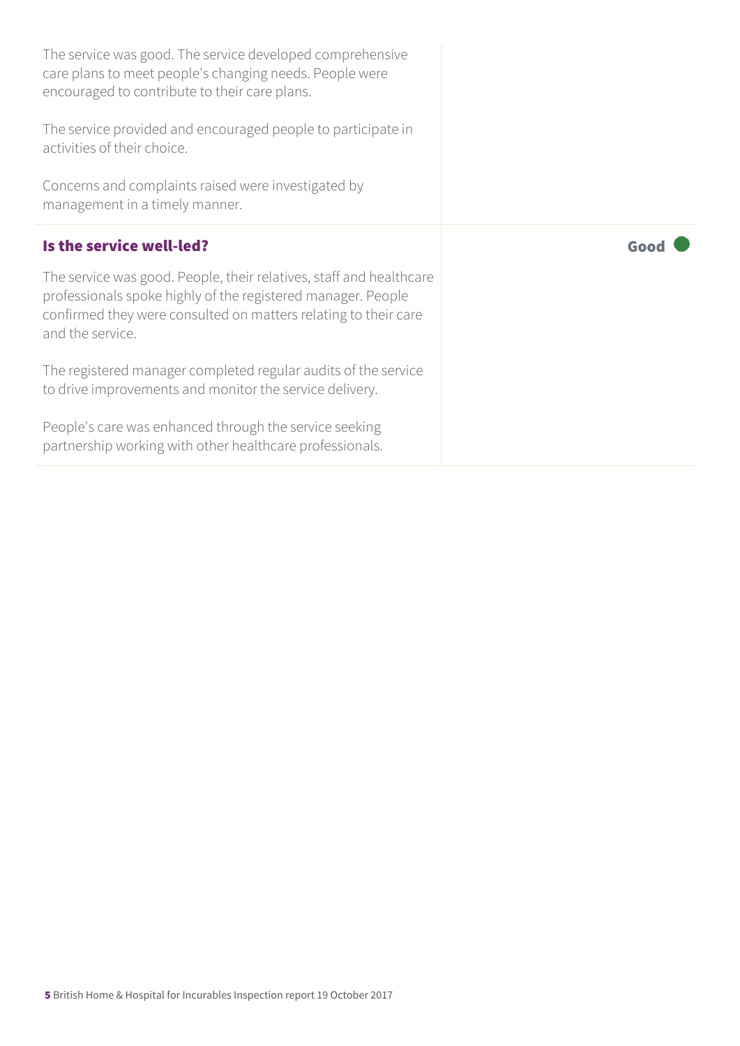The service was good. The service developed comprehensive care plans to meet people's changing needs. People were encouraged to contribute to their care plans.

The service provided and encouraged people to participate in activities of their choice.

Concerns and complaints raised were investigated by management in a timely manner.

### Is the service well-led?

**Good**

The service was good. People, their relatives, staff and healthcare professionals spoke highly of the registered manager. People confirmed they were consulted on matters relating to their care and the service.

The registered manager completed regular audits of the service to drive improvements and monitor the service delivery.

People's care was enhanced through the service seeking partnership working with other healthcare professionals.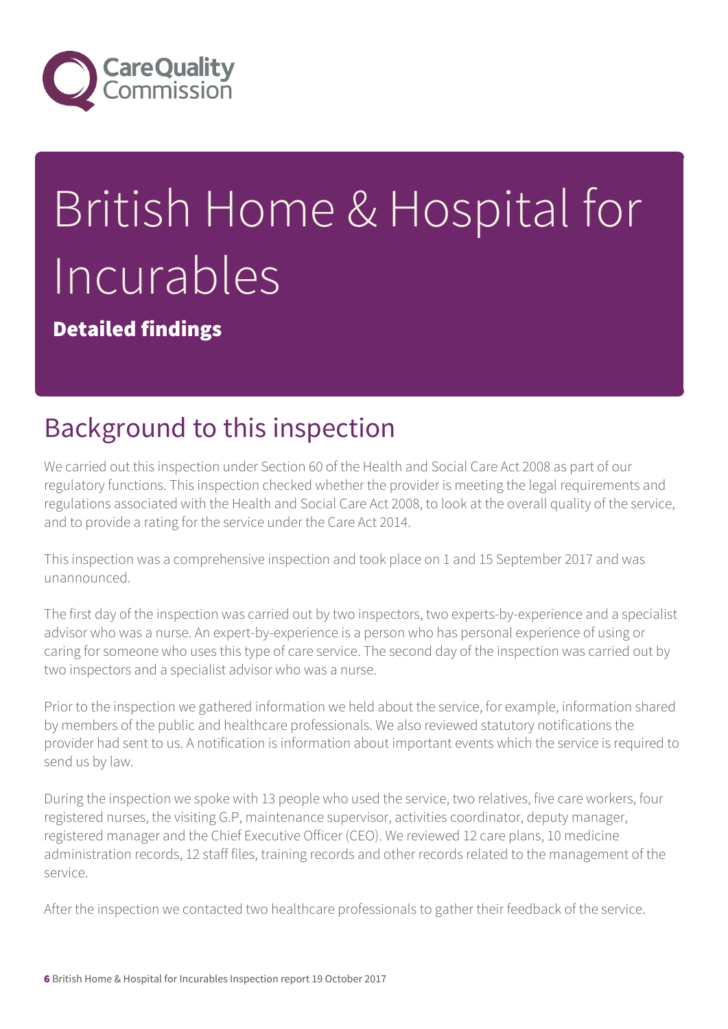# British Home & Hospital for Incurables

**Detailed findings**

## Background to this inspection

We carried out this inspection under Section 60 of the Health and Social Care Act 2008 as part of our regulatory functions. This inspection checked whether the provider is meeting the legal requirements and regulations associated with the Health and Social Care Act 2008, to look at the overall quality of the service, and to provide a rating for the service under the Care Act 2014.

This inspection was a comprehensive inspection and took place on 1 and 15 September 2017 and was unannounced.

The first day of the inspection was carried out by two inspectors, two experts-by-experience and a specialist advisor who was a nurse. An expert-by-experience is a person who has personal experience of using or caring for someone who uses this type of care service. The second day of the inspection was carried out by two inspectors and a specialist advisor who was a nurse.

Prior to the inspection we gathered information we held about the service, for example, information shared by members of the public and healthcare professionals. We also reviewed statutory notifications the provider had sent to us. A notification is information about important events which the service is required to send us by law.

During the inspection we spoke with 13 people who used the service, two relatives, five care workers, four registered nurses, the visiting G.P, maintenance supervisor, activities coordinator, deputy manager, registered manager and the Chief Executive Officer (CEO). We reviewed 12 care plans, 10 medicine administration records, 12 staff files, training records and other records related to the management of the service.

After the inspection we contacted two healthcare professionals to gather their feedback of the service.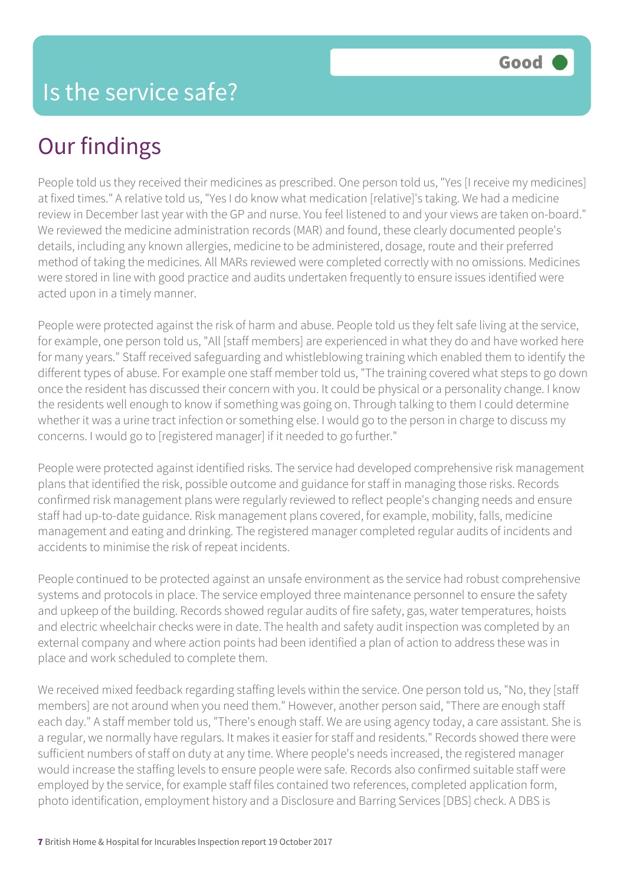# Is the service safe?

**Good**

## Our findings

People told us they received their medicines as prescribed. One person told us, "Yes [I receive my medicines] at fixed times." A relative told us, "Yes I do know what medication [relative]'s taking. We had a medicine review in December last year with the GP and nurse. You feel listened to and your views are taken on-board." We reviewed the medicine administration records (MAR) and found, these clearly documented people's details, including any known allergies, medicine to be administered, dosage, route and their preferred method of taking the medicines. All MARs reviewed were completed correctly with no omissions. Medicines were stored in line with good practice and audits undertaken frequently to ensure issues identified were acted upon in a timely manner.

People were protected against the risk of harm and abuse. People told us they felt safe living at the service, for example, one person told us, "All [staff members] are experienced in what they do and have worked here for many years." Staff received safeguarding and whistleblowing training which enabled them to identify the different types of abuse. For example one staff member told us, "The training covered what steps to go down once the resident has discussed their concern with you. It could be physical or a personality change. I know the residents well enough to know if something was going on. Through talking to them I could determine whether it was a urine tract infection or something else. I would go to the person in charge to discuss my concerns. I would go to [registered manager] if it needed to go further."

People were protected against identified risks. The service had developed comprehensive risk management plans that identified the risk, possible outcome and guidance for staff in managing those risks. Records confirmed risk management plans were regularly reviewed to reflect people's changing needs and ensure staff had up-to-date guidance. Risk management plans covered, for example, mobility, falls, medicine management and eating and drinking. The registered manager completed regular audits of incidents and accidents to minimise the risk of repeat incidents.

People continued to be protected against an unsafe environment as the service had robust comprehensive systems and protocols in place. The service employed three maintenance personnel to ensure the safety and upkeep of the building. Records showed regular audits of fire safety, gas, water temperatures, hoists and electric wheelchair checks were in date. The health and safety audit inspection was completed by an external company and where action points had been identified a plan of action to address these was in place and work scheduled to complete them.

We received mixed feedback regarding staffing levels within the service. One person told us, "No, they [staff members] are not around when you need them." However, another person said, "There are enough staff each day." A staff member told us, "There's enough staff. We are using agency today, a care assistant. She is a regular, we normally have regulars. It makes it easier for staff and residents." Records showed there were sufficient numbers of staff on duty at any time. Where people's needs increased, the registered manager would increase the staffing levels to ensure people were safe. Records also confirmed suitable staff were employed by the service, for example staff files contained two references, completed application form, photo identification, employment history and a Disclosure and Barring Services [DBS] check. A DBS is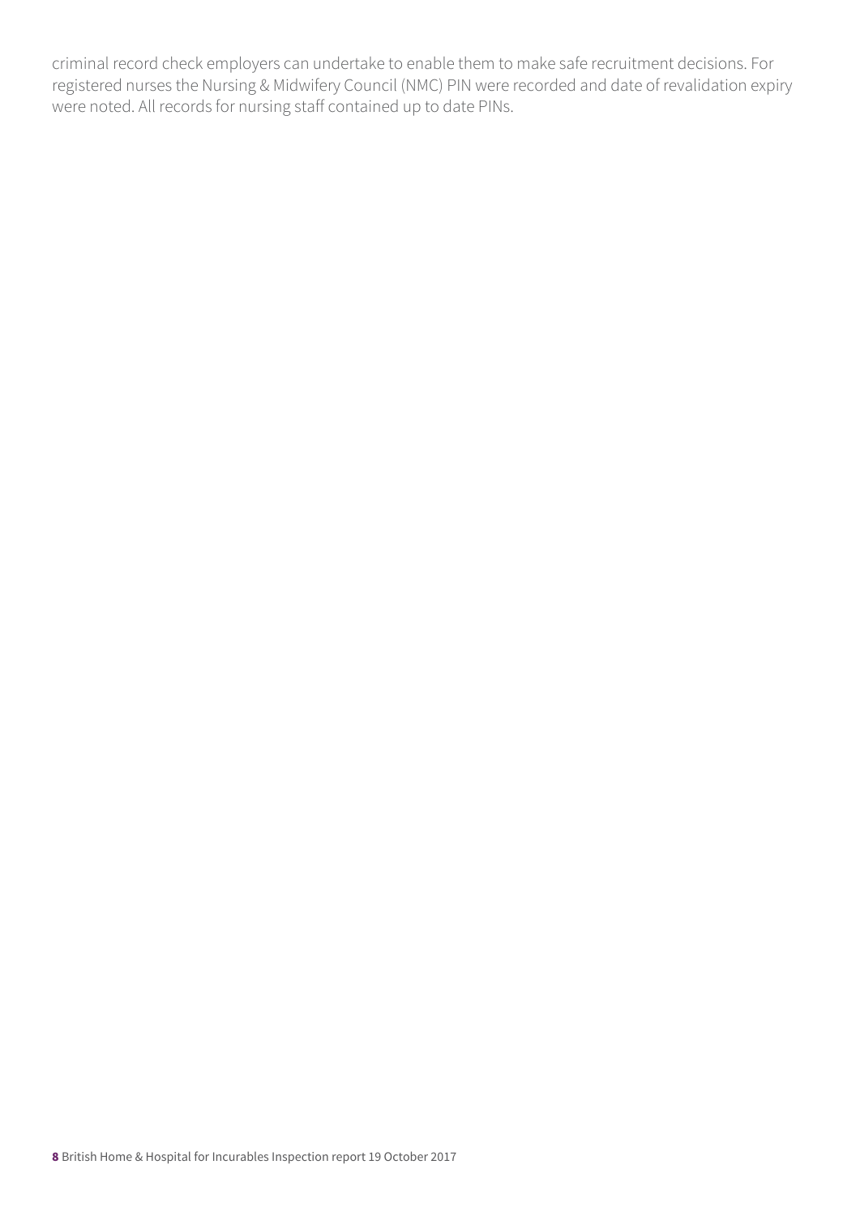criminal record check employers can undertake to enable them to make safe recruitment decisions. For registered nurses the Nursing & Midwifery Council (NMC) PIN were recorded and date of revalidation expiry were noted. All records for nursing staff contained up to date PINs.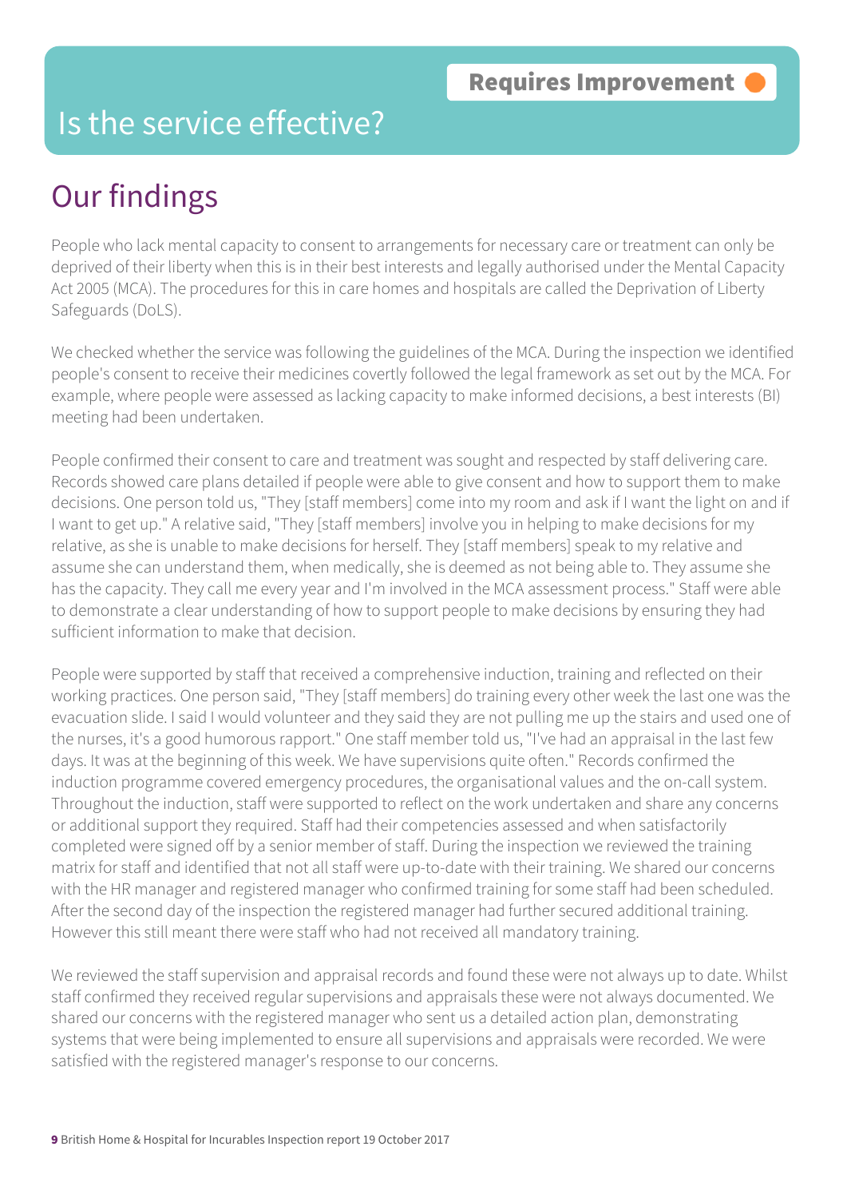# Is the service effective?

**Requires Improvement**

## Our findings

People who lack mental capacity to consent to arrangements for necessary care or treatment can only be deprived of their liberty when this is in their best interests and legally authorised under the Mental Capacity Act 2005 (MCA). The procedures for this in care homes and hospitals are called the Deprivation of Liberty Safeguards (DoLS).

We checked whether the service was following the guidelines of the MCA. During the inspection we identified people's consent to receive their medicines covertly followed the legal framework as set out by the MCA. For example, where people were assessed as lacking capacity to make informed decisions, a best interests (BI) meeting had been undertaken.

People confirmed their consent to care and treatment was sought and respected by staff delivering care. Records showed care plans detailed if people were able to give consent and how to support them to make decisions. One person told us, "They [staff members] come into my room and ask if I want the light on and if I want to get up." A relative said, "They [staff members] involve you in helping to make decisions for my relative, as she is unable to make decisions for herself. They [staff members] speak to my relative and assume she can understand them, when medically, she is deemed as not being able to. They assume she has the capacity. They call me every year and I'm involved in the MCA assessment process." Staff were able to demonstrate a clear understanding of how to support people to make decisions by ensuring they had sufficient information to make that decision.

People were supported by staff that received a comprehensive induction, training and reflected on their working practices. One person said, "They [staff members] do training every other week the last one was the evacuation slide. I said I would volunteer and they said they are not pulling me up the stairs and used one of the nurses, it's a good humorous rapport." One staff member told us, "I've had an appraisal in the last few days. It was at the beginning of this week. We have supervisions quite often." Records confirmed the induction programme covered emergency procedures, the organisational values and the on-call system. Throughout the induction, staff were supported to reflect on the work undertaken and share any concerns or additional support they required. Staff had their competencies assessed and when satisfactorily completed were signed off by a senior member of staff. During the inspection we reviewed the training matrix for staff and identified that not all staff were up-to-date with their training. We shared our concerns with the HR manager and registered manager who confirmed training for some staff had been scheduled. After the second day of the inspection the registered manager had further secured additional training. However this still meant there were staff who had not received all mandatory training.

We reviewed the staff supervision and appraisal records and found these were not always up to date. Whilst staff confirmed they received regular supervisions and appraisals these were not always documented. We shared our concerns with the registered manager who sent us a detailed action plan, demonstrating systems that were being implemented to ensure all supervisions and appraisals were recorded. We were satisfied with the registered manager's response to our concerns.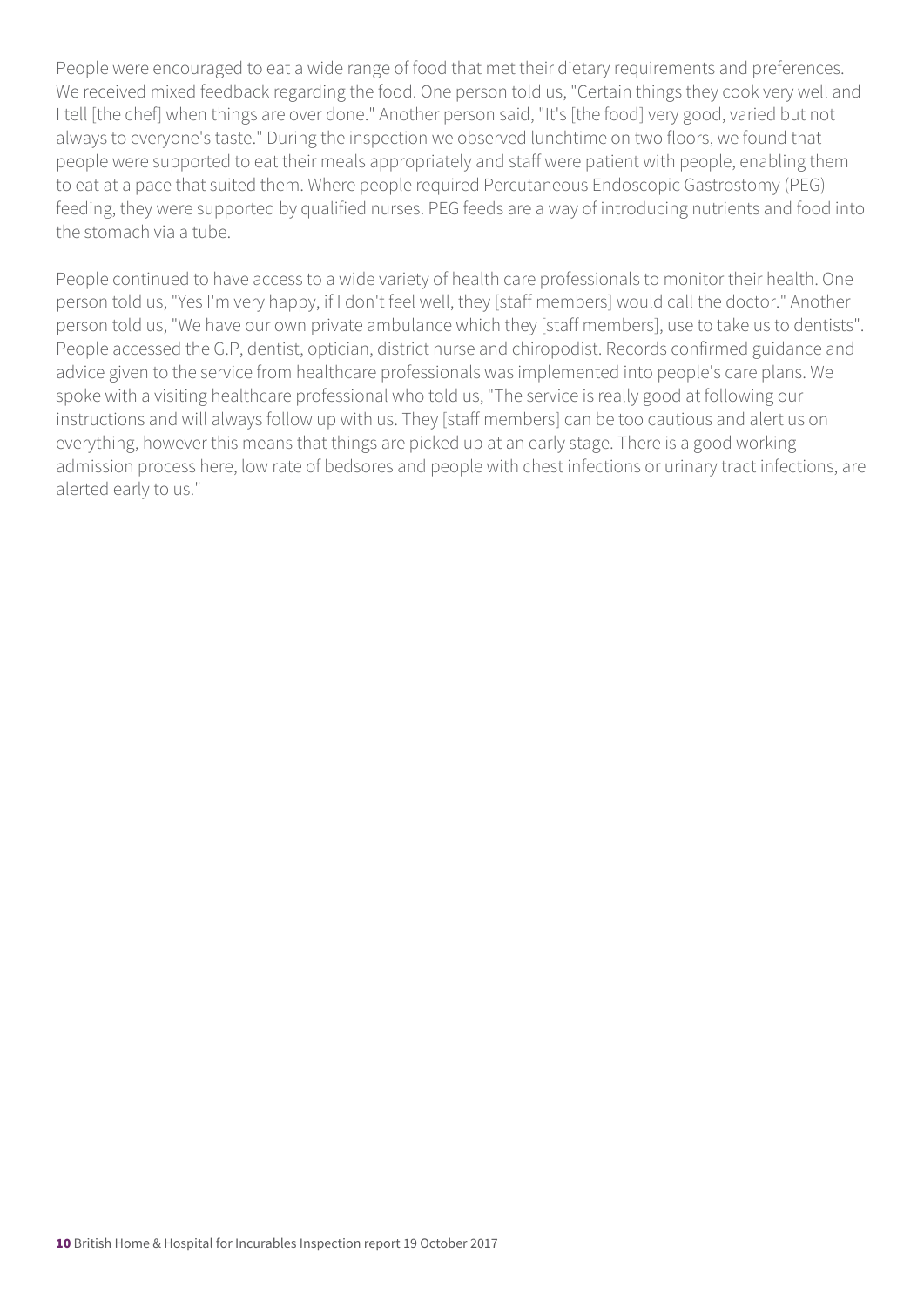People were encouraged to eat a wide range of food that met their dietary requirements and preferences. We received mixed feedback regarding the food. One person told us, "Certain things they cook very well and I tell [the chef] when things are over done." Another person said, "It's [the food] very good, varied but not always to everyone's taste." During the inspection we observed lunchtime on two floors, we found that people were supported to eat their meals appropriately and staff were patient with people, enabling them to eat at a pace that suited them. Where people required Percutaneous Endoscopic Gastrostomy (PEG) feeding, they were supported by qualified nurses. PEG feeds are a way of introducing nutrients and food into the stomach via a tube.

People continued to have access to a wide variety of health care professionals to monitor their health. One person told us, "Yes I'm very happy, if I don't feel well, they [staff members] would call the doctor." Another person told us, "We have our own private ambulance which they [staff members], use to take us to dentists". People accessed the G.P, dentist, optician, district nurse and chiropodist. Records confirmed guidance and advice given to the service from healthcare professionals was implemented into people's care plans. We spoke with a visiting healthcare professional who told us, "The service is really good at following our instructions and will always follow up with us. They [staff members] can be too cautious and alert us on everything, however this means that things are picked up at an early stage. There is a good working admission process here, low rate of bedsores and people with chest infections or urinary tract infections, are alerted early to us."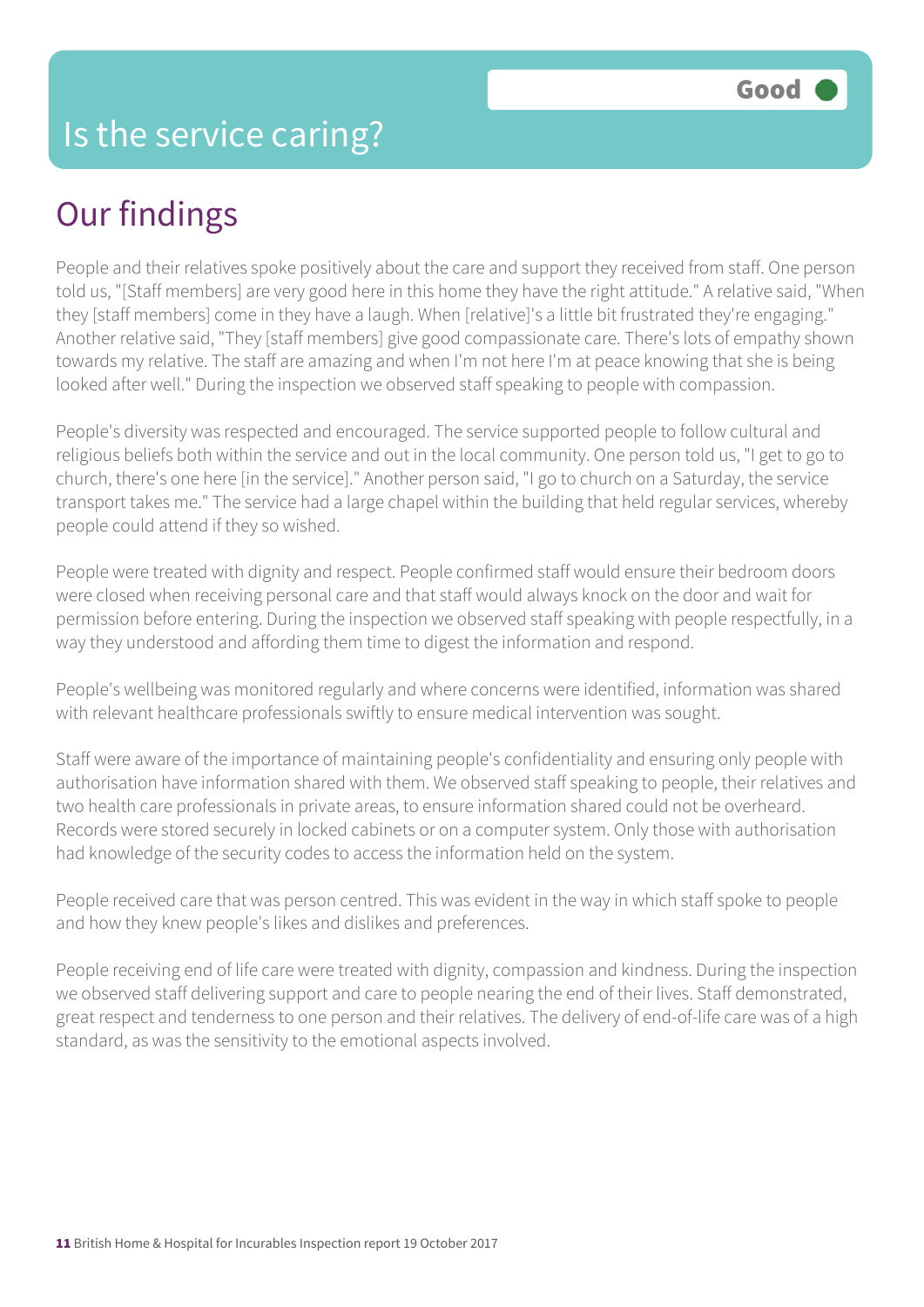# Is the service caring?

**Good**

## Our findings

People and their relatives spoke positively about the care and support they received from staff. One person told us, "[Staff members] are very good here in this home they have the right attitude." A relative said, "When they [staff members] come in they have a laugh. When [relative]'s a little bit frustrated they're engaging." Another relative said, "They [staff members] give good compassionate care. There's lots of empathy shown towards my relative. The staff are amazing and when I'm not here I'm at peace knowing that she is being looked after well." During the inspection we observed staff speaking to people with compassion.

People's diversity was respected and encouraged. The service supported people to follow cultural and religious beliefs both within the service and out in the local community. One person told us, "I get to go to church, there's one here [in the service]." Another person said, "I go to church on a Saturday, the service transport takes me." The service had a large chapel within the building that held regular services, whereby people could attend if they so wished.

People were treated with dignity and respect. People confirmed staff would ensure their bedroom doors were closed when receiving personal care and that staff would always knock on the door and wait for permission before entering. During the inspection we observed staff speaking with people respectfully, in a way they understood and affording them time to digest the information and respond.

People's wellbeing was monitored regularly and where concerns were identified, information was shared with relevant healthcare professionals swiftly to ensure medical intervention was sought.

Staff were aware of the importance of maintaining people's confidentiality and ensuring only people with authorisation have information shared with them. We observed staff speaking to people, their relatives and two health care professionals in private areas, to ensure information shared could not be overheard. Records were stored securely in locked cabinets or on a computer system. Only those with authorisation had knowledge of the security codes to access the information held on the system.

People received care that was person centred. This was evident in the way in which staff spoke to people and how they knew people's likes and dislikes and preferences.

People receiving end of life care were treated with dignity, compassion and kindness. During the inspection we observed staff delivering support and care to people nearing the end of their lives. Staff demonstrated, great respect and tenderness to one person and their relatives. The delivery of end-of-life care was of a high standard, as was the sensitivity to the emotional aspects involved.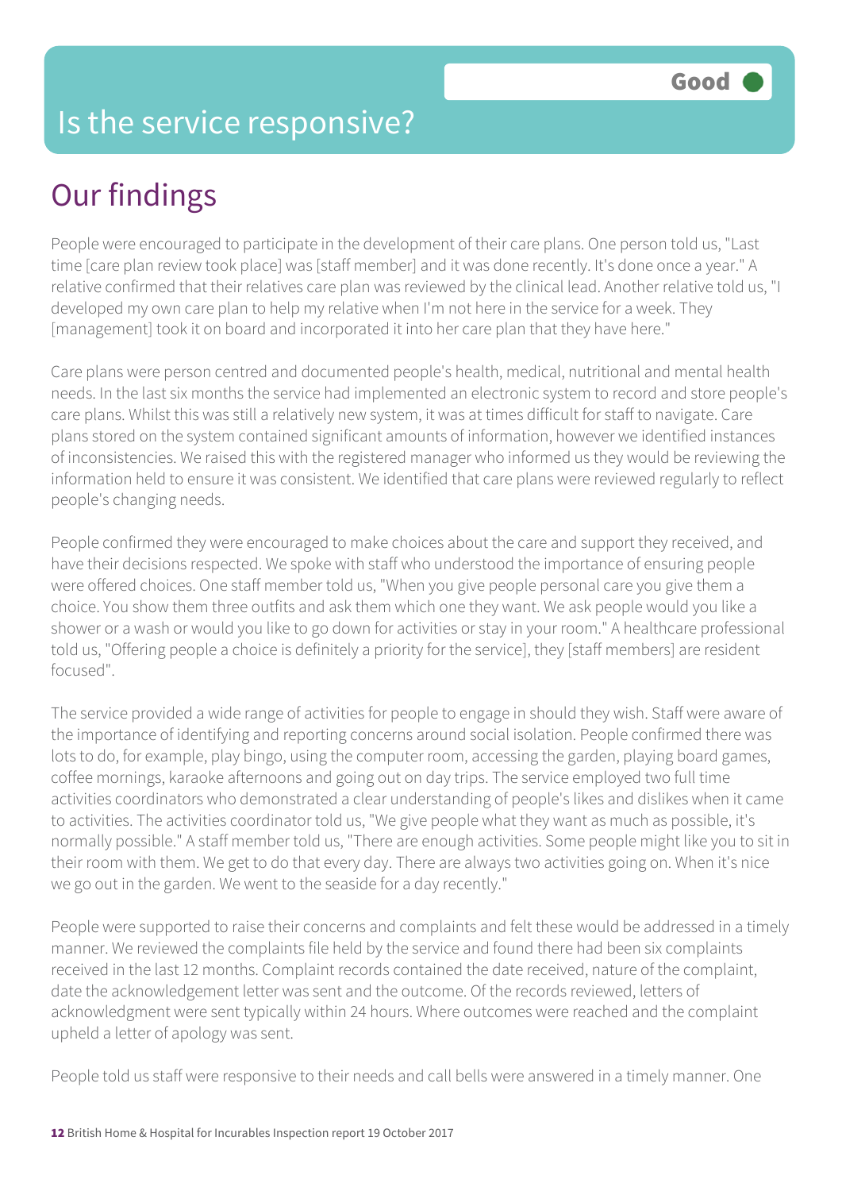# Is the service responsive?

**Good**

## Our findings

People were encouraged to participate in the development of their care plans. One person told us, "Last time [care plan review took place] was [staff member] and it was done recently. It's done once a year." A relative confirmed that their relatives care plan was reviewed by the clinical lead. Another relative told us, "I developed my own care plan to help my relative when I'm not here in the service for a week. They [management] took it on board and incorporated it into her care plan that they have here."

Care plans were person centred and documented people's health, medical, nutritional and mental health needs. In the last six months the service had implemented an electronic system to record and store people's care plans. Whilst this was still a relatively new system, it was at times difficult for staff to navigate. Care plans stored on the system contained significant amounts of information, however we identified instances of inconsistencies. We raised this with the registered manager who informed us they would be reviewing the information held to ensure it was consistent. We identified that care plans were reviewed regularly to reflect people's changing needs.

People confirmed they were encouraged to make choices about the care and support they received, and have their decisions respected. We spoke with staff who understood the importance of ensuring people were offered choices. One staff member told us, "When you give people personal care you give them a choice. You show them three outfits and ask them which one they want. We ask people would you like a shower or a wash or would you like to go down for activities or stay in your room." A healthcare professional told us, "Offering people a choice is definitely a priority for the service], they [staff members] are resident focused".

The service provided a wide range of activities for people to engage in should they wish. Staff were aware of the importance of identifying and reporting concerns around social isolation. People confirmed there was lots to do, for example, play bingo, using the computer room, accessing the garden, playing board games, coffee mornings, karaoke afternoons and going out on day trips. The service employed two full time activities coordinators who demonstrated a clear understanding of people's likes and dislikes when it came to activities. The activities coordinator told us, "We give people what they want as much as possible, it's normally possible." A staff member told us, "There are enough activities. Some people might like you to sit in their room with them. We get to do that every day. There are always two activities going on. When it's nice we go out in the garden. We went to the seaside for a day recently."

People were supported to raise their concerns and complaints and felt these would be addressed in a timely manner. We reviewed the complaints file held by the service and found there had been six complaints received in the last 12 months. Complaint records contained the date received, nature of the complaint, date the acknowledgement letter was sent and the outcome. Of the records reviewed, letters of acknowledgment were sent typically within 24 hours. Where outcomes were reached and the complaint upheld a letter of apology was sent.

People told us staff were responsive to their needs and call bells were answered in a timely manner. One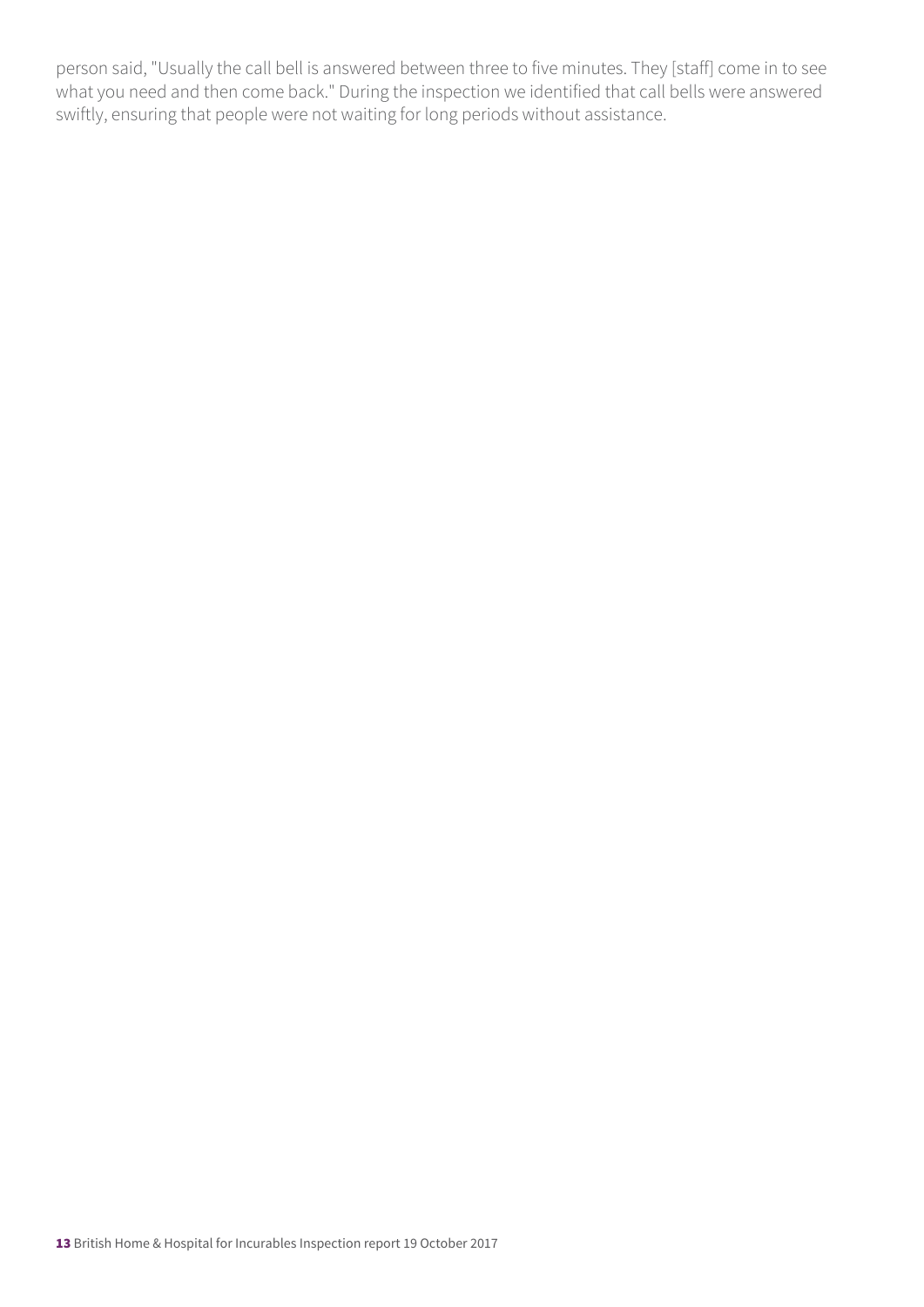person said, "Usually the call bell is answered between three to five minutes. They [staff] come in to see what you need and then come back." During the inspection we identified that call bells were answered swiftly, ensuring that people were not waiting for long periods without assistance.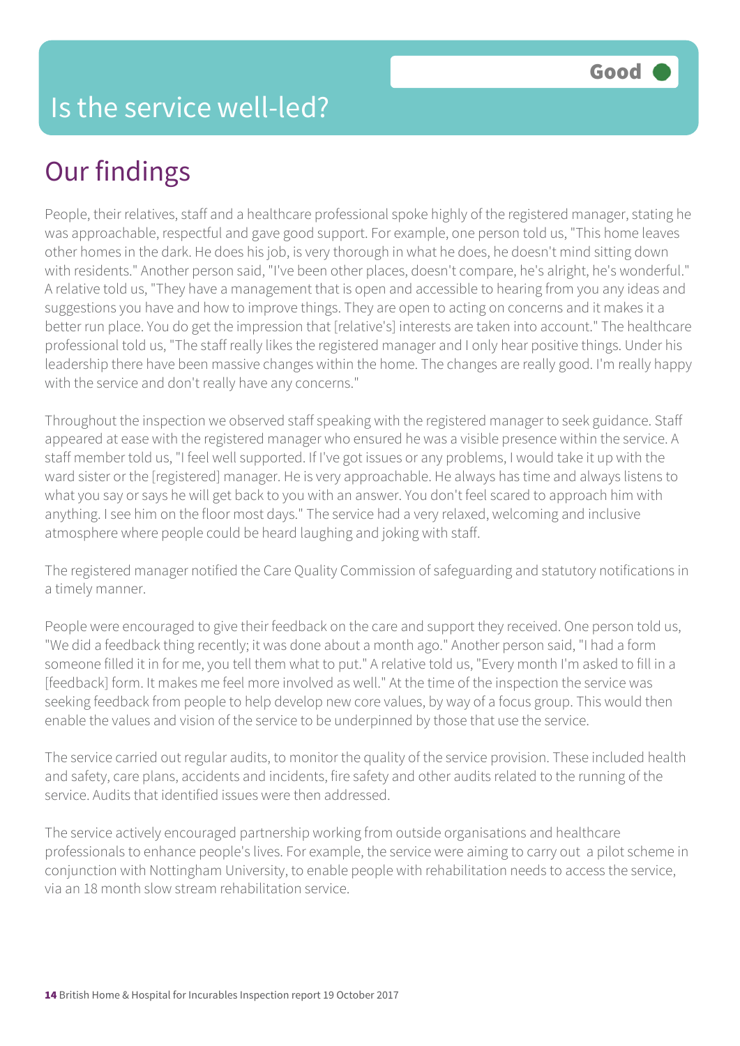# Is the service well-led?

Good

## Our findings

People, their relatives, staff and a healthcare professional spoke highly of the registered manager, stating he was approachable, respectful and gave good support. For example, one person told us, "This home leaves other homes in the dark. He does his job, is very thorough in what he does, he doesn't mind sitting down with residents." Another person said, "I've been other places, doesn't compare, he's alright, he's wonderful." A relative told us, "They have a management that is open and accessible to hearing from you any ideas and suggestions you have and how to improve things. They are open to acting on concerns and it makes it a better run place. You do get the impression that [relative's] interests are taken into account." The healthcare professional told us, "The staff really likes the registered manager and I only hear positive things. Under his leadership there have been massive changes within the home. The changes are really good. I'm really happy with the service and don't really have any concerns."

Throughout the inspection we observed staff speaking with the registered manager to seek guidance. Staff appeared at ease with the registered manager who ensured he was a visible presence within the service. A staff member told us, "I feel well supported. If I've got issues or any problems, I would take it up with the ward sister or the [registered] manager. He is very approachable. He always has time and always listens to what you say or says he will get back to you with an answer. You don't feel scared to approach him with anything. I see him on the floor most days." The service had a very relaxed, welcoming and inclusive atmosphere where people could be heard laughing and joking with staff.

The registered manager notified the Care Quality Commission of safeguarding and statutory notifications in a timely manner.

People were encouraged to give their feedback on the care and support they received. One person told us, "We did a feedback thing recently; it was done about a month ago." Another person said, "I had a form someone filled it in for me, you tell them what to put." A relative told us, "Every month I'm asked to fill in a [feedback] form. It makes me feel more involved as well." At the time of the inspection the service was seeking feedback from people to help develop new core values, by way of a focus group. This would then enable the values and vision of the service to be underpinned by those that use the service.

The service carried out regular audits, to monitor the quality of the service provision. These included health and safety, care plans, accidents and incidents, fire safety and other audits related to the running of the service. Audits that identified issues were then addressed.

The service actively encouraged partnership working from outside organisations and healthcare professionals to enhance people's lives. For example, the service were aiming to carry out a pilot scheme in conjunction with Nottingham University, to enable people with rehabilitation needs to access the service, via an 18 month slow stream rehabilitation service.